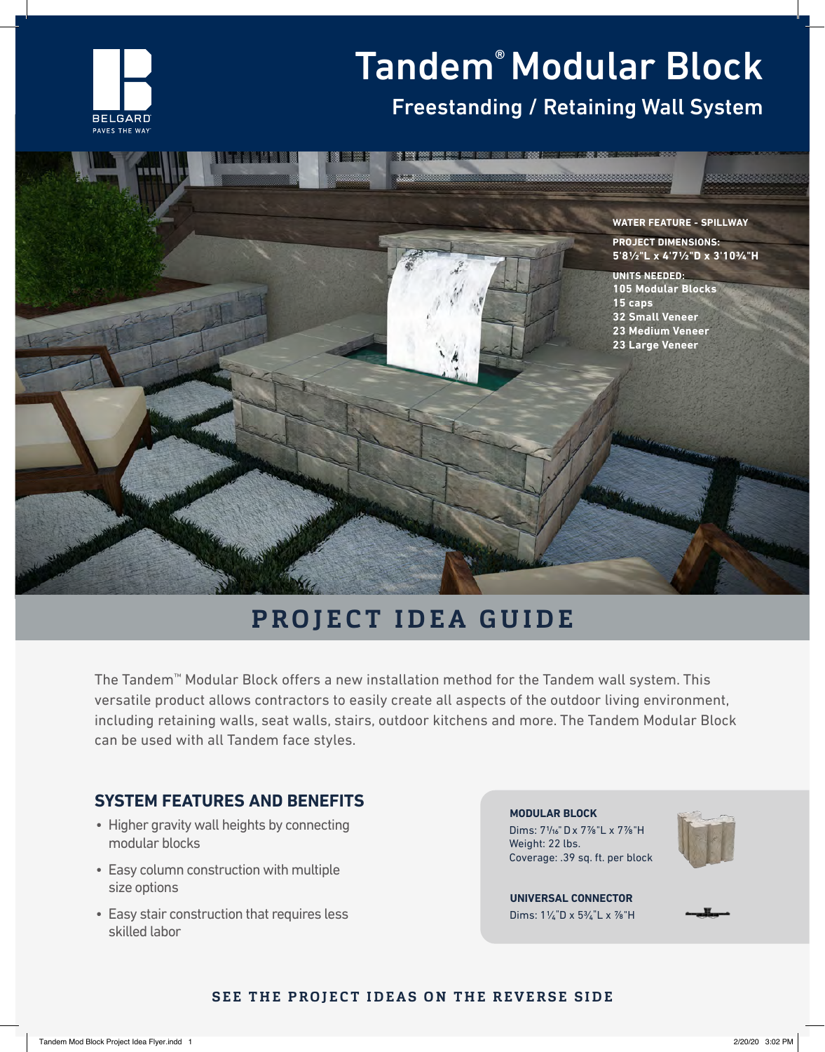# Tandem® Modular Block

## Freestanding / Retaining Wall System

BELGARD
PAVES THE WAY

**WATER FEATURE - SPILLWAY**

**PROJECT DIMENSIONS:**
**5'8½"L x 4'7½"D x 3'10¾"H**

**UNITS NEEDED:**
**105 Modular Blocks**
**15 caps**
**32 Small Veneer**
**23 Medium Veneer**
**23 Large Veneer**

## PROJECT IDEA GUIDE

The Tandem™ Modular Block offers a new installation method for the Tandem wall system. This versatile product allows contractors to easily create all aspects of the outdoor living environment, including retaining walls, seat walls, stairs, outdoor kitchens and more. The Tandem Modular Block can be used with all Tandem face styles.

### SYSTEM FEATURES AND BENEFITS

- Higher gravity wall heights by connecting modular blocks
- Easy column construction with multiple size options
- Easy stair construction that requires less skilled labor

**MODULAR BLOCK**
Dims: 7¹⁄₁₆"D x 7⅞"L x 7⅞"H
Weight: 22 lbs.
Coverage: .39 sq. ft. per block

**UNIVERSAL CONNECTOR**
Dims: 1¼"D x 5¾"L x ⅞"H

**SEE THE PROJECT IDEAS ON THE REVERSE SIDE**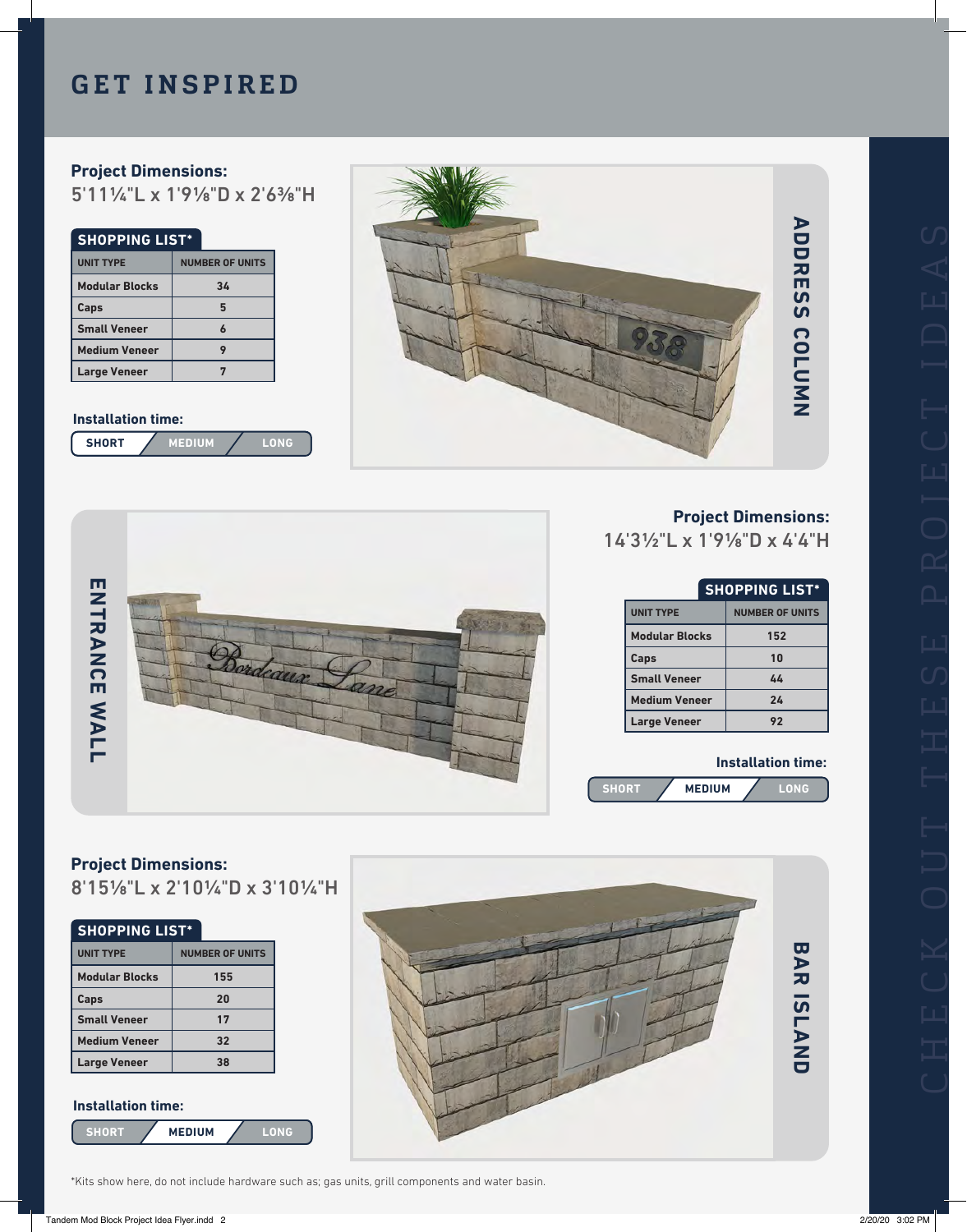# GET INSPIRED

CHECK OUT THESE PROJECT IDEAS

## ADDRESS COLUMN

**Project Dimensions:**
5'11¼"L x 1'9⅛"D x 2'6⅜"H

**SHOPPING LIST***

| UNIT TYPE | NUMBER OF UNITS |
|---|---|
| Modular Blocks | 34 |
| Caps | 5 |
| Small Veneer | 6 |
| Medium Veneer | 9 |
| Large Veneer | 7 |

**Installation time:**
SHORT / MEDIUM / LONG

## ENTRANCE WALL

**Project Dimensions:**
14'3½"L x 1'9⅛"D x 4'4"H

**SHOPPING LIST***

| UNIT TYPE | NUMBER OF UNITS |
|---|---|
| Modular Blocks | 152 |
| Caps | 10 |
| Small Veneer | 44 |
| Medium Veneer | 24 |
| Large Veneer | 92 |

**Installation time:**
SHORT / MEDIUM / LONG

## BAR ISLAND

**Project Dimensions:**
8'15⅛"L x 2'10¼"D x 3'10¼"H

**SHOPPING LIST***

| UNIT TYPE | NUMBER OF UNITS |
|---|---|
| Modular Blocks | 155 |
| Caps | 20 |
| Small Veneer | 17 |
| Medium Veneer | 32 |
| Large Veneer | 38 |

**Installation time:**
SHORT / MEDIUM / LONG

*Kits show here, do not include hardware such as; gas units, grill components and water basin.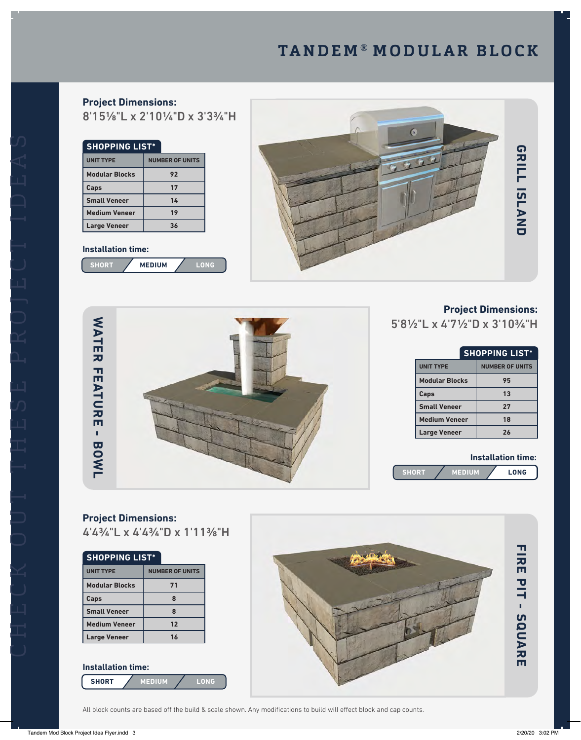# TANDEM® MODULAR BLOCK

CHECK OUT THESE PROJECT IDEAS

## GRILL ISLAND

**Project Dimensions:**
8'15⅛"L x 2'10¼"D x 3'3¾"H

**SHOPPING LIST***

| UNIT TYPE | NUMBER OF UNITS |
|---|---|
| Modular Blocks | 92 |
| Caps | 17 |
| Small Veneer | 14 |
| Medium Veneer | 19 |
| Large Veneer | 36 |

**Installation time:**
SHORT / **MEDIUM** / LONG

## WATER FEATURE - BOWL

**Project Dimensions:**
5'8½"L x 4'7½"D x 3'10¾"H

**SHOPPING LIST***

| UNIT TYPE | NUMBER OF UNITS |
|---|---|
| Modular Blocks | 95 |
| Caps | 13 |
| Small Veneer | 27 |
| Medium Veneer | 18 |
| Large Veneer | 26 |

**Installation time:**
SHORT / MEDIUM / **LONG**

## FIRE PIT - SQUARE

**Project Dimensions:**
4'4¾"L x 4'4¾"D x 1'11⅜"H

**SHOPPING LIST***

| UNIT TYPE | NUMBER OF UNITS |
|---|---|
| Modular Blocks | 71 |
| Caps | 8 |
| Small Veneer | 8 |
| Medium Veneer | 12 |
| Large Veneer | 16 |

**Installation time:**
**SHORT** / MEDIUM / LONG

All block counts are based off the build & scale shown. Any modifications to build will effect block and cap counts.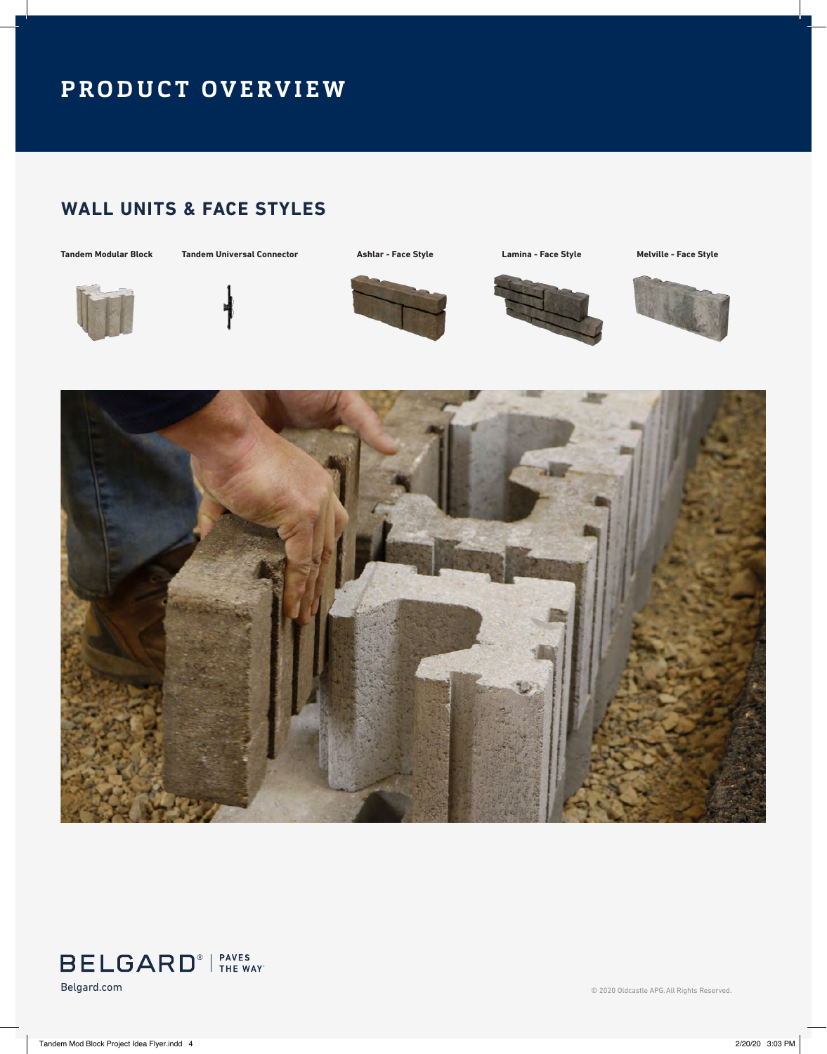# PRODUCT OVERVIEW

## WALL UNITS & FACE STYLES

**Tandem Modular Block**

**Tandem Universal Connector**

**Ashlar - Face Style**

**Lamina - Face Style**

**Melville - Face Style**

BELGARD® | PAVES THE WAY

Belgard.com

© 2020 Oldcastle APG. All Rights Reserved.